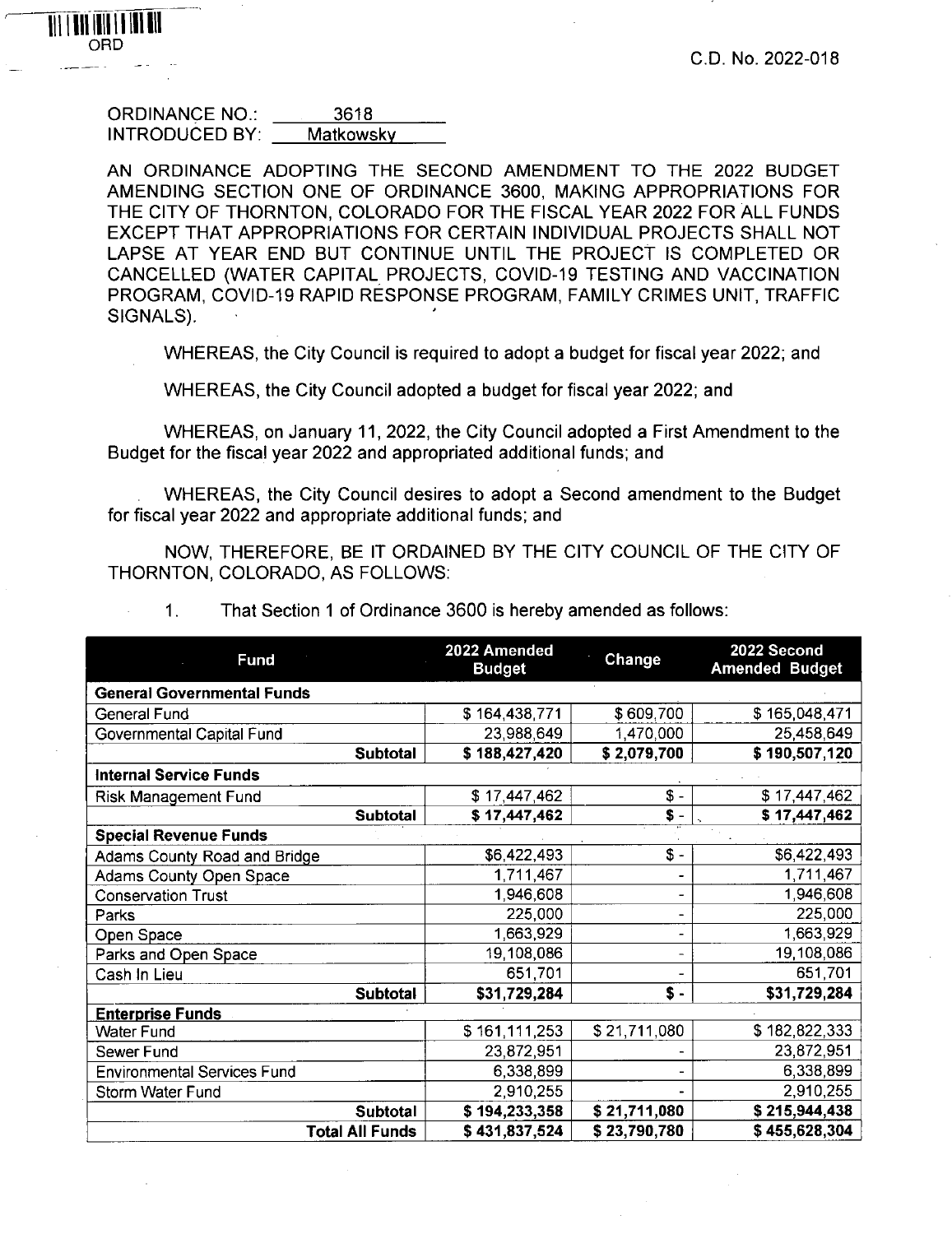ORD

C.D. No. 2022-018

ORDINANCE NO.: 3618
INTRODUCED BY: Matkowsky

AN ORDINANCE ADOPTING THE SECOND AMENDMENT TO THE 2022 BUDGET AMENDING SECTION ONE OF ORDINANCE 3600, MAKING APPROPRIATIONS FOR THE CITY OF THORNTON, COLORADO FOR THE FISCAL YEAR 2022 FOR ALL FUNDS EXCEPT THAT APPROPRIATIONS FOR CERTAIN INDIVIDUAL PROJECTS SHALL NOT LAPSE AT YEAR END BUT CONTINUE UNTIL THE PROJECT IS COMPLETED OR CANCELLED (WATER CAPITAL PROJECTS, COVID-19 TESTING AND VACCINATION PROGRAM, COVID-19 RAPID RESPONSE PROGRAM, FAMILY CRIMES UNIT, TRAFFIC SIGNALS).

WHEREAS, the City Council is required to adopt a budget for fiscal year 2022; and

WHEREAS, the City Council adopted a budget for fiscal year 2022; and

WHEREAS, on January 11, 2022, the City Council adopted a First Amendment to the Budget for the fiscal year 2022 and appropriated additional funds; and

WHEREAS, the City Council desires to adopt a Second amendment to the Budget for fiscal year 2022 and appropriate additional funds; and

NOW, THEREFORE, BE IT ORDAINED BY THE CITY COUNCIL OF THE CITY OF THORNTON, COLORADO, AS FOLLOWS:

1. That Section 1 of Ordinance 3600 is hereby amended as follows:

| Fund | 2022 Amended Budget | Change | 2022 Second Amended Budget |
|---|---|---|---|
| **General Governmental Funds** | | | |
| General Fund | $ 164,438,771 | $ 609,700 | $ 165,048,471 |
| Governmental Capital Fund | 23,988,649 | 1,470,000 | 25,458,649 |
| **Subtotal** | **$ 188,427,420** | **$ 2,079,700** | **$ 190,507,120** |
| **Internal Service Funds** | | | |
| Risk Management Fund | $ 17,447,462 | $ - | $ 17,447,462 |
| **Subtotal** | **$ 17,447,462** | **$ -** | **$ 17,447,462** |
| **Special Revenue Funds** | | | |
| Adams County Road and Bridge | $6,422,493 | $ - | $6,422,493 |
| Adams County Open Space | 1,711,467 | - | 1,711,467 |
| Conservation Trust | 1,946,608 | - | 1,946,608 |
| Parks | 225,000 | - | 225,000 |
| Open Space | 1,663,929 | - | 1,663,929 |
| Parks and Open Space | 19,108,086 | - | 19,108,086 |
| Cash In Lieu | 651,701 | - | 651,701 |
| **Subtotal** | **$31,729,284** | **$ -** | **$31,729,284** |
| **Enterprise Funds** | | | |
| Water Fund | $ 161,111,253 | $ 21,711,080 | $ 182,822,333 |
| Sewer Fund | 23,872,951 | - | 23,872,951 |
| Environmental Services Fund | 6,338,899 | - | 6,338,899 |
| Storm Water Fund | 2,910,255 | - | 2,910,255 |
| **Subtotal** | **$ 194,233,358** | **$ 21,711,080** | **$ 215,944,438** |
| **Total All Funds** | **$ 431,837,524** | **$ 23,790,780** | **$ 455,628,304** |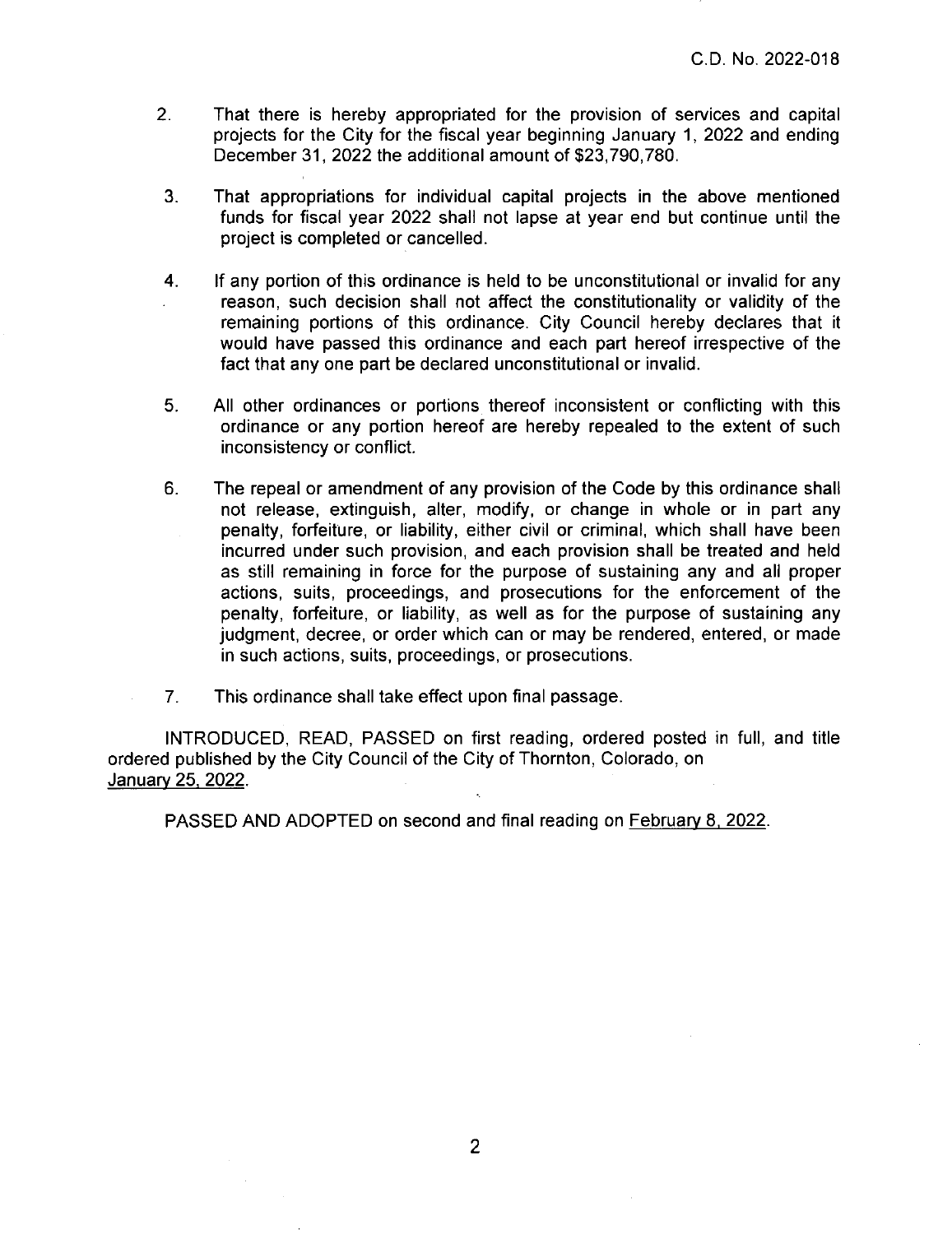2. That there is hereby appropriated for the provision of services and capital projects for the City for the fiscal year beginning January 1, 2022 and ending December 31, 2022 the additional amount of $23,790,780.

3. That appropriations for individual capital projects in the above mentioned funds for fiscal year 2022 shall not lapse at year end but continue until the project is completed or cancelled.

4. If any portion of this ordinance is held to be unconstitutional or invalid for any reason, such decision shall not affect the constitutionality or validity of the remaining portions of this ordinance. City Council hereby declares that it would have passed this ordinance and each part hereof irrespective of the fact that any one part be declared unconstitutional or invalid.

5. All other ordinances or portions thereof inconsistent or conflicting with this ordinance or any portion hereof are hereby repealed to the extent of such inconsistency or conflict.

6. The repeal or amendment of any provision of the Code by this ordinance shall not release, extinguish, alter, modify, or change in whole or in part any penalty, forfeiture, or liability, either civil or criminal, which shall have been incurred under such provision, and each provision shall be treated and held as still remaining in force for the purpose of sustaining any and all proper actions, suits, proceedings, and prosecutions for the enforcement of the penalty, forfeiture, or liability, as well as for the purpose of sustaining any judgment, decree, or order which can or may be rendered, entered, or made in such actions, suits, proceedings, or prosecutions.

7. This ordinance shall take effect upon final passage.

INTRODUCED, READ, PASSED on first reading, ordered posted in full, and title ordered published by the City Council of the City of Thornton, Colorado, on January 25, 2022.

PASSED AND ADOPTED on second and final reading on February 8, 2022.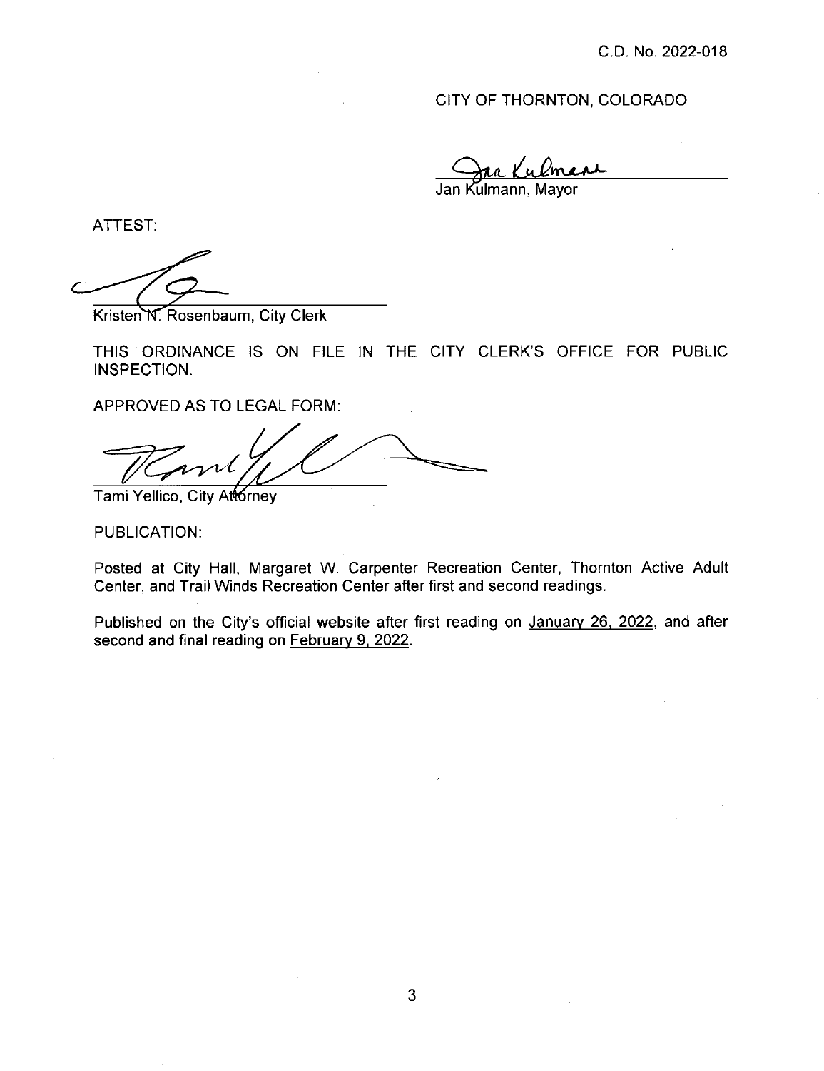C.D. No. 2022-018

CITY OF THORNTON, COLORADO

Jan Kulmann, Mayor

ATTEST:

Kristen N. Rosenbaum, City Clerk

THIS ORDINANCE IS ON FILE IN THE CITY CLERK'S OFFICE FOR PUBLIC INSPECTION.

APPROVED AS TO LEGAL FORM:

Tami Yellico, City Attorney

PUBLICATION:

Posted at City Hall, Margaret W. Carpenter Recreation Center, Thornton Active Adult Center, and Trail Winds Recreation Center after first and second readings.

Published on the City's official website after first reading on January 26, 2022, and after second and final reading on February 9, 2022.